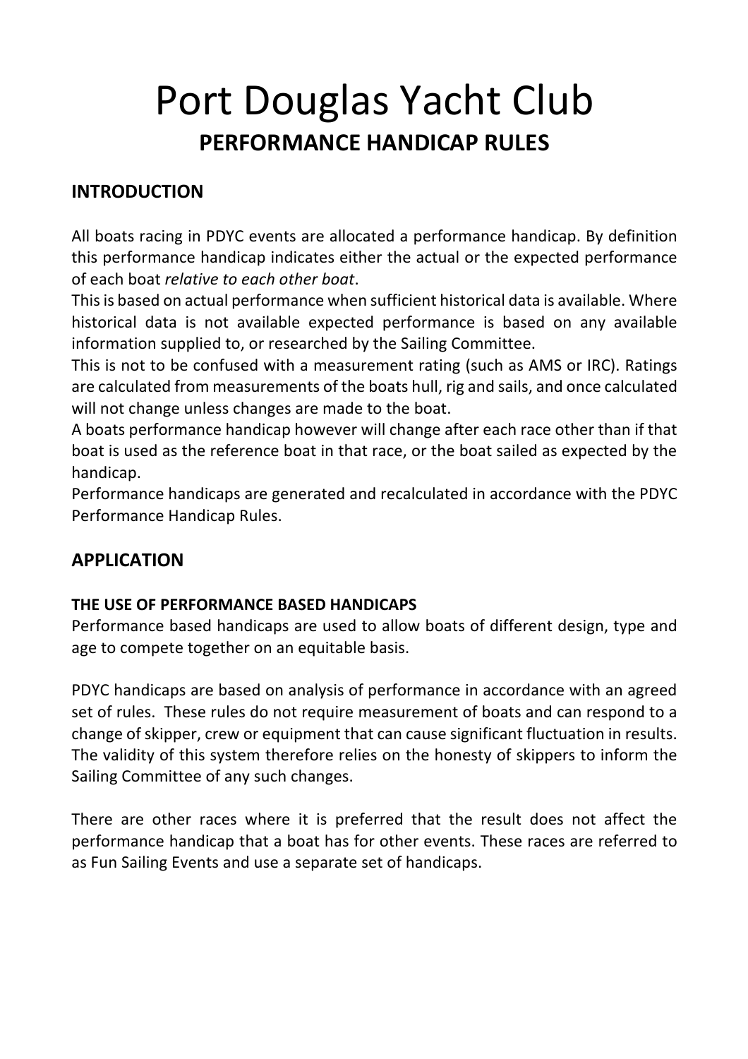# Port Douglas Yacht Club

## PERFORMANCE HANDICAP RULES

### INTRODUCTION

All boats racing in PDYC events are allocated a performance handicap. By definition this performance handicap indicates either the actual or the expected performance of each boat *relative to each other boat*.

This is based on actual performance when sufficient historical data is available. Where historical data is not available expected performance is based on any available information supplied to, or researched by the Sailing Committee.

This is not to be confused with a measurement rating (such as AMS or IRC). Ratings are calculated from measurements of the boats hull, rig and sails, and once calculated will not change unless changes are made to the boat.

A boats performance handicap however will change after each race other than if that boat is used as the reference boat in that race, or the boat sailed as expected by the handicap.

Performance handicaps are generated and recalculated in accordance with the PDYC Performance Handicap Rules.

### APPLICATION

#### THE USE OF PERFORMANCE BASED HANDICAPS

Performance based handicaps are used to allow boats of different design, type and age to compete together on an equitable basis.

PDYC handicaps are based on analysis of performance in accordance with an agreed set of rules. These rules do not require measurement of boats and can respond to a change of skipper, crew or equipment that can cause significant fluctuation in results. The validity of this system therefore relies on the honesty of skippers to inform the Sailing Committee of any such changes.

There are other races where it is preferred that the result does not affect the performance handicap that a boat has for other events. These races are referred to as Fun Sailing Events and use a separate set of handicaps.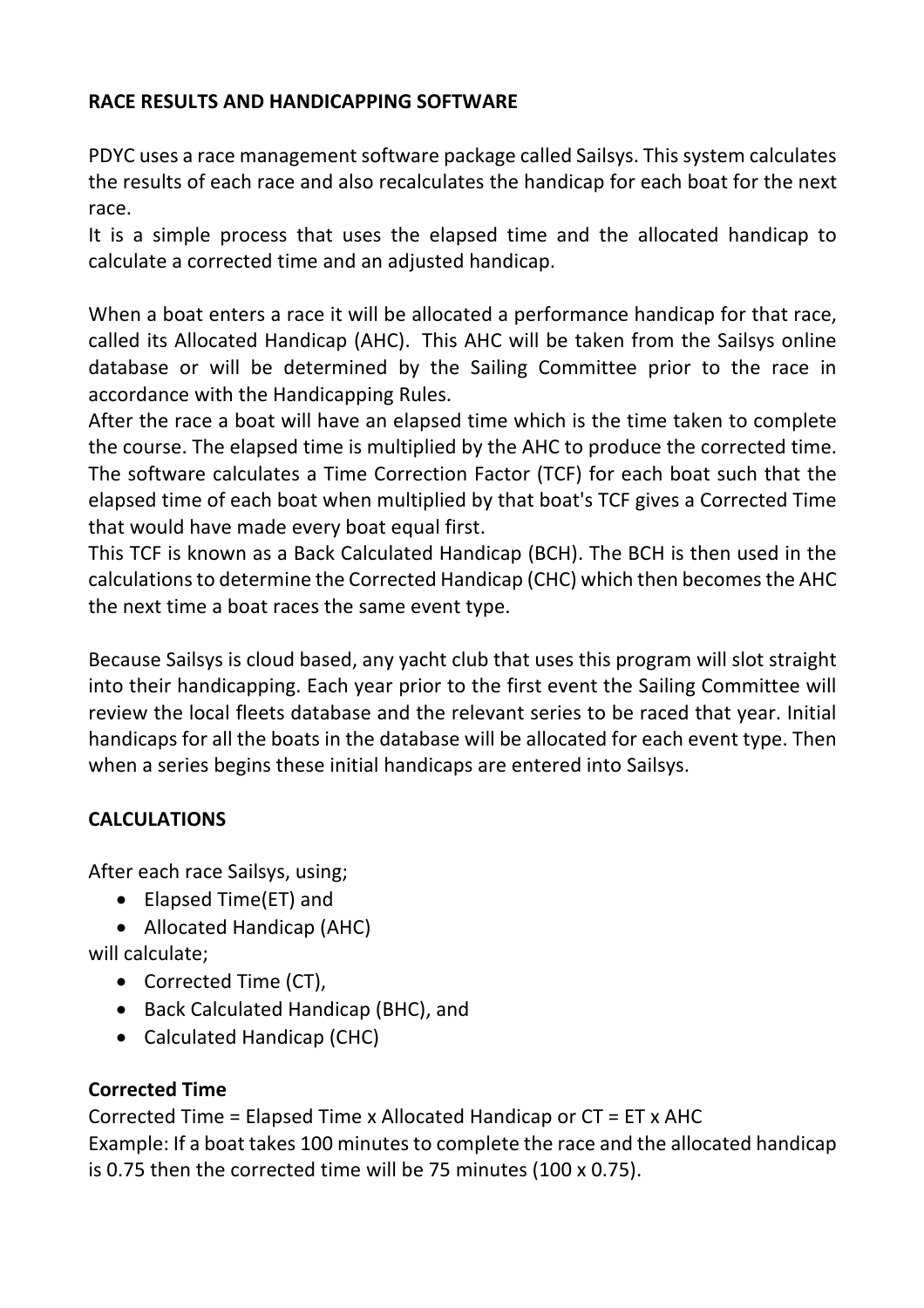## RACE RESULTS AND HANDICAPPING SOFTWARE

PDYC uses a race management software package called Sailsys. This system calculates the results of each race and also recalculates the handicap for each boat for the next race.

It is a simple process that uses the elapsed time and the allocated handicap to calculate a corrected time and an adjusted handicap.

When a boat enters a race it will be allocated a performance handicap for that race, called its Allocated Handicap (AHC). This AHC will be taken from the Sailsys online database or will be determined by the Sailing Committee prior to the race in accordance with the Handicapping Rules.

After the race a boat will have an elapsed time which is the time taken to complete the course. The elapsed time is multiplied by the AHC to produce the corrected time. The software calculates a Time Correction Factor (TCF) for each boat such that the elapsed time of each boat when multiplied by that boat's TCF gives a Corrected Time that would have made every boat equal first.

This TCF is known as a Back Calculated Handicap (BCH). The BCH is then used in the calculations to determine the Corrected Handicap (CHC) which then becomes the AHC the next time a boat races the same event type.

Because Sailsys is cloud based, any yacht club that uses this program will slot straight into their handicapping. Each year prior to the first event the Sailing Committee will review the local fleets database and the relevant series to be raced that year. Initial handicaps for all the boats in the database will be allocated for each event type. Then when a series begins these initial handicaps are entered into Sailsys.

## CALCULATIONS

After each race Sailsys, using;

- Elapsed Time(ET) and
- Allocated Handicap (AHC)

will calculate;

- Corrected Time (CT),
- Back Calculated Handicap (BHC), and
- Calculated Handicap (CHC)

### Corrected Time

Corrected Time = Elapsed Time x Allocated Handicap or CT = ET x AHC

Example: If a boat takes 100 minutes to complete the race and the allocated handicap is 0.75 then the corrected time will be 75 minutes (100 x 0.75).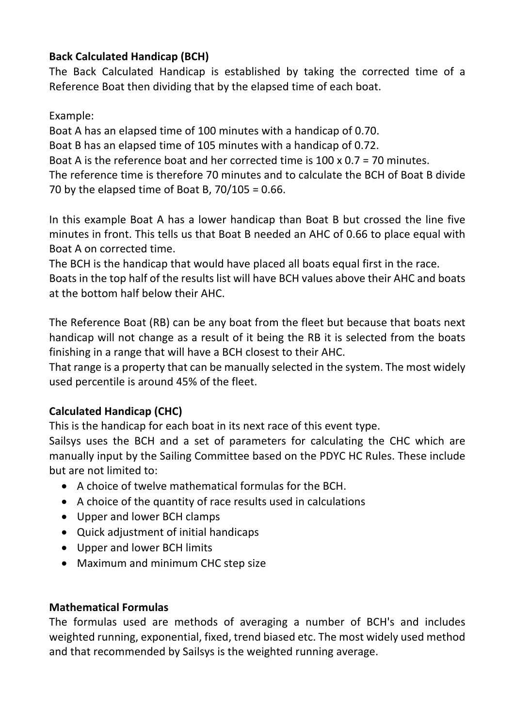**Back Calculated Handicap (BCH)**

The Back Calculated Handicap is established by taking the corrected time of a Reference Boat then dividing that by the elapsed time of each boat.

Example:

Boat A has an elapsed time of 100 minutes with a handicap of 0.70.
Boat B has an elapsed time of 105 minutes with a handicap of 0.72.
Boat A is the reference boat and her corrected time is 100 x 0.7 = 70 minutes.
The reference time is therefore 70 minutes and to calculate the BCH of Boat B divide 70 by the elapsed time of Boat B, 70/105 = 0.66.

In this example Boat A has a lower handicap than Boat B but crossed the line five minutes in front. This tells us that Boat B needed an AHC of 0.66 to place equal with Boat A on corrected time.
The BCH is the handicap that would have placed all boats equal first in the race.
Boats in the top half of the results list will have BCH values above their AHC and boats at the bottom half below their AHC.

The Reference Boat (RB) can be any boat from the fleet but because that boats next handicap will not change as a result of it being the RB it is selected from the boats finishing in a range that will have a BCH closest to their AHC.
That range is a property that can be manually selected in the system. The most widely used percentile is around 45% of the fleet.

**Calculated Handicap (CHC)**

This is the handicap for each boat in its next race of this event type.
Sailsys uses the BCH and a set of parameters for calculating the CHC which are manually input by the Sailing Committee based on the PDYC HC Rules. These include but are not limited to:

- A choice of twelve mathematical formulas for the BCH.
- A choice of the quantity of race results used in calculations
- Upper and lower BCH clamps
- Quick adjustment of initial handicaps
- Upper and lower BCH limits
- Maximum and minimum CHC step size

**Mathematical Formulas**

The formulas used are methods of averaging a number of BCH's and includes weighted running, exponential, fixed, trend biased etc. The most widely used method and that recommended by Sailsys is the weighted running average.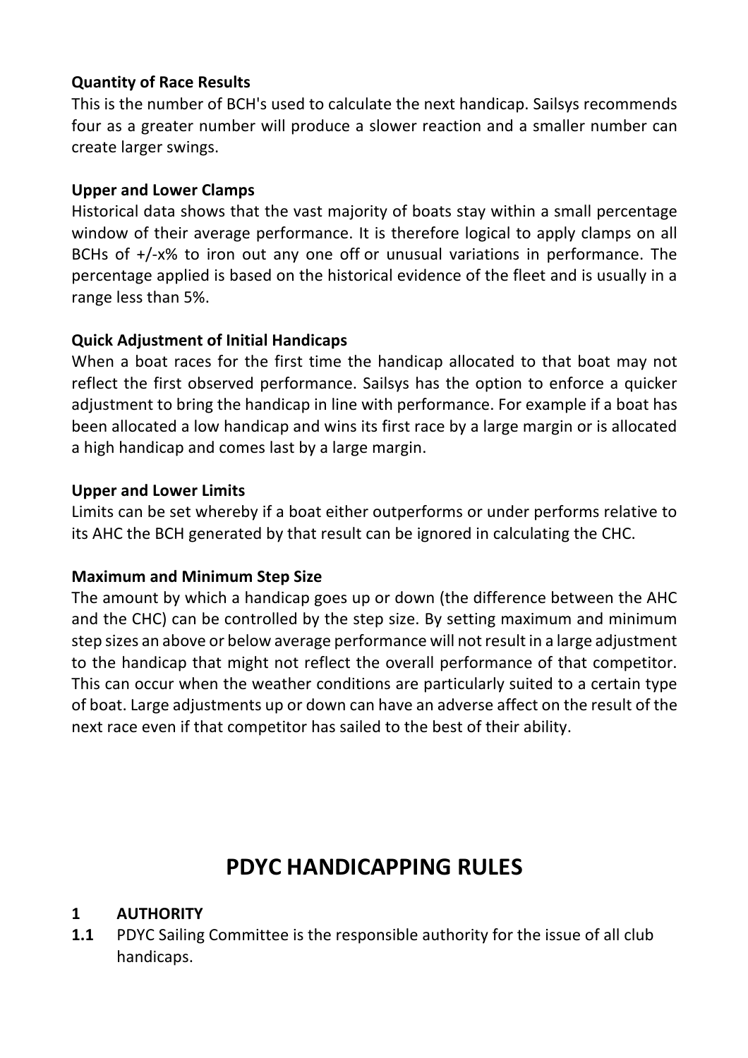**Quantity of Race Results**
This is the number of BCH's used to calculate the next handicap. Sailsys recommends four as a greater number will produce a slower reaction and a smaller number can create larger swings.

**Upper and Lower Clamps**
Historical data shows that the vast majority of boats stay within a small percentage window of their average performance. It is therefore logical to apply clamps on all BCHs of +/-x% to iron out any one off or unusual variations in performance. The percentage applied is based on the historical evidence of the fleet and is usually in a range less than 5%.

**Quick Adjustment of Initial Handicaps**
When a boat races for the first time the handicap allocated to that boat may not reflect the first observed performance. Sailsys has the option to enforce a quicker adjustment to bring the handicap in line with performance. For example if a boat has been allocated a low handicap and wins its first race by a large margin or is allocated a high handicap and comes last by a large margin.

**Upper and Lower Limits**
Limits can be set whereby if a boat either outperforms or under performs relative to its AHC the BCH generated by that result can be ignored in calculating the CHC.

**Maximum and Minimum Step Size**
The amount by which a handicap goes up or down (the difference between the AHC and the CHC) can be controlled by the step size. By setting maximum and minimum step sizes an above or below average performance will not result in a large adjustment to the handicap that might not reflect the overall performance of that competitor. This can occur when the weather conditions are particularly suited to a certain type of boat. Large adjustments up or down can have an adverse affect on the result of the next race even if that competitor has sailed to the best of their ability.

# PDYC HANDICAPPING RULES

## 1 AUTHORITY

**1.1** PDYC Sailing Committee is the responsible authority for the issue of all club handicaps.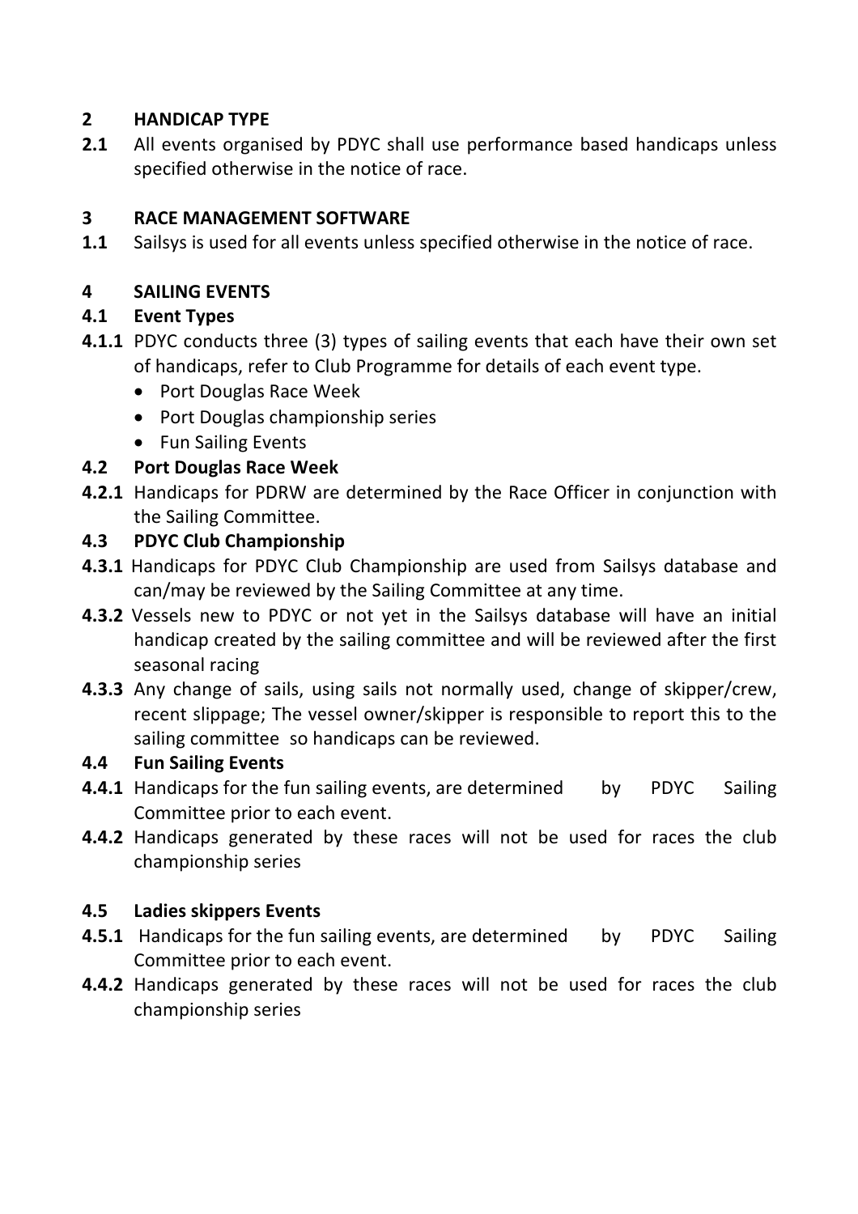## 2 HANDICAP TYPE

**2.1** All events organised by PDYC shall use performance based handicaps unless specified otherwise in the notice of race.

## 3 RACE MANAGEMENT SOFTWARE

**1.1** Sailsys is used for all events unless specified otherwise in the notice of race.

## 4 SAILING EVENTS

### 4.1 Event Types

**4.1.1** PDYC conducts three (3) types of sailing events that each have their own set of handicaps, refer to Club Programme for details of each event type.

- Port Douglas Race Week
- Port Douglas championship series
- Fun Sailing Events

### 4.2 Port Douglas Race Week

**4.2.1** Handicaps for PDRW are determined by the Race Officer in conjunction with the Sailing Committee.

### 4.3 PDYC Club Championship

**4.3.1** Handicaps for PDYC Club Championship are used from Sailsys database and can/may be reviewed by the Sailing Committee at any time.

**4.3.2** Vessels new to PDYC or not yet in the Sailsys database will have an initial handicap created by the sailing committee and will be reviewed after the first seasonal racing

**4.3.3** Any change of sails, using sails not normally used, change of skipper/crew, recent slippage; The vessel owner/skipper is responsible to report this to the sailing committee so handicaps can be reviewed.

### 4.4 Fun Sailing Events

**4.4.1** Handicaps for the fun sailing events, are determined by PDYC Sailing Committee prior to each event.

**4.4.2** Handicaps generated by these races will not be used for races the club championship series

### 4.5 Ladies skippers Events

**4.5.1** Handicaps for the fun sailing events, are determined by PDYC Sailing Committee prior to each event.

**4.4.2** Handicaps generated by these races will not be used for races the club championship series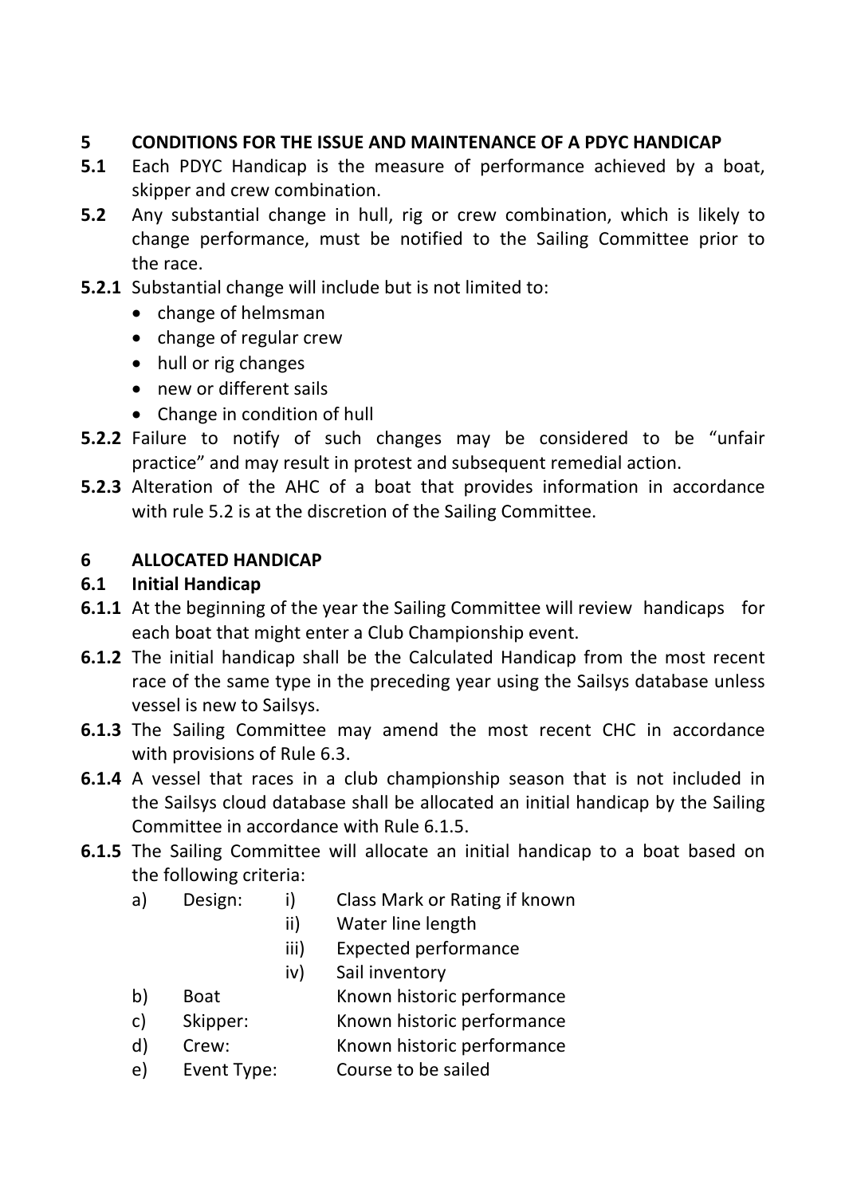## 5 CONDITIONS FOR THE ISSUE AND MAINTENANCE OF A PDYC HANDICAP

**5.1** Each PDYC Handicap is the measure of performance achieved by a boat, skipper and crew combination.

**5.2** Any substantial change in hull, rig or crew combination, which is likely to change performance, must be notified to the Sailing Committee prior to the race.

**5.2.1** Substantial change will include but is not limited to:

- change of helmsman
- change of regular crew
- hull or rig changes
- new or different sails
- Change in condition of hull

**5.2.2** Failure to notify of such changes may be considered to be "unfair practice" and may result in protest and subsequent remedial action.

**5.2.3** Alteration of the AHC of a boat that provides information in accordance with rule 5.2 is at the discretion of the Sailing Committee.

## 6 ALLOCATED HANDICAP

### 6.1 Initial Handicap

**6.1.1** At the beginning of the year the Sailing Committee will review handicaps for each boat that might enter a Club Championship event.

**6.1.2** The initial handicap shall be the Calculated Handicap from the most recent race of the same type in the preceding year using the Sailsys database unless vessel is new to Sailsys.

**6.1.3** The Sailing Committee may amend the most recent CHC in accordance with provisions of Rule 6.3.

**6.1.4** A vessel that races in a club championship season that is not included in the Sailsys cloud database shall be allocated an initial handicap by the Sailing Committee in accordance with Rule 6.1.5.

**6.1.5** The Sailing Committee will allocate an initial handicap to a boat based on the following criteria:

a) Design:
  i) Class Mark or Rating if known
  ii) Water line length
  iii) Expected performance
  iv) Sail inventory

b) Boat: Known historic performance

c) Skipper: Known historic performance

d) Crew: Known historic performance

e) Event Type: Course to be sailed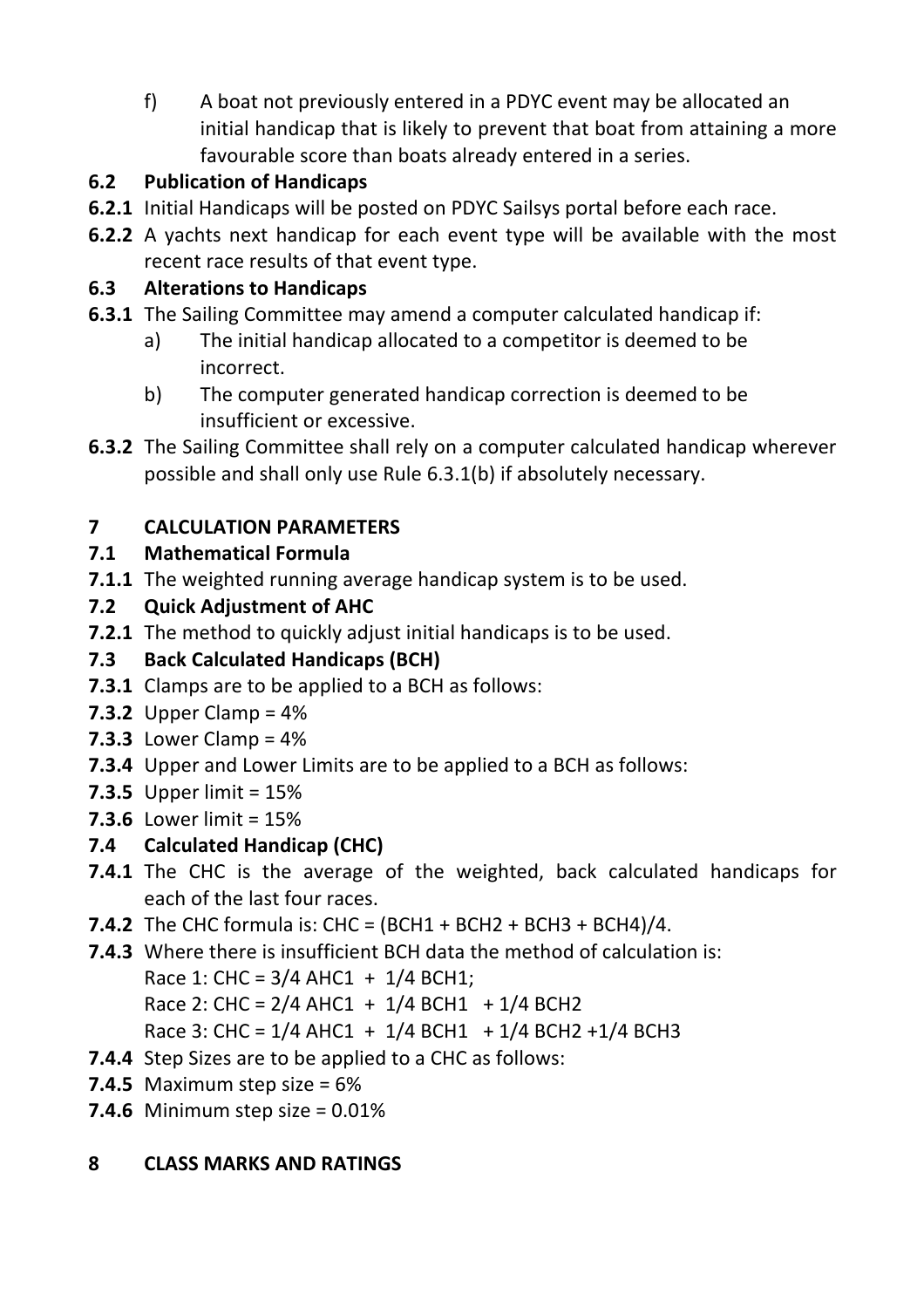f) A boat not previously entered in a PDYC event may be allocated an initial handicap that is likely to prevent that boat from attaining a more favourable score than boats already entered in a series.

### 6.2 Publication of Handicaps

**6.2.1** Initial Handicaps will be posted on PDYC Sailsys portal before each race.

**6.2.2** A yachts next handicap for each event type will be available with the most recent race results of that event type.

### 6.3 Alterations to Handicaps

**6.3.1** The Sailing Committee may amend a computer calculated handicap if:

a) The initial handicap allocated to a competitor is deemed to be incorrect.

b) The computer generated handicap correction is deemed to be insufficient or excessive.

**6.3.2** The Sailing Committee shall rely on a computer calculated handicap wherever possible and shall only use Rule 6.3.1(b) if absolutely necessary.

## 7 CALCULATION PARAMETERS

### 7.1 Mathematical Formula

**7.1.1** The weighted running average handicap system is to be used.

### 7.2 Quick Adjustment of AHC

**7.2.1** The method to quickly adjust initial handicaps is to be used.

### 7.3 Back Calculated Handicaps (BCH)

**7.3.1** Clamps are to be applied to a BCH as follows:

**7.3.2** Upper Clamp = 4%

**7.3.3** Lower Clamp = 4%

**7.3.4** Upper and Lower Limits are to be applied to a BCH as follows:

**7.3.5** Upper limit = 15%

**7.3.6** Lower limit = 15%

### 7.4 Calculated Handicap (CHC)

**7.4.1** The CHC is the average of the weighted, back calculated handicaps for each of the last four races.

**7.4.2** The CHC formula is: CHC = (BCH1 + BCH2 + BCH3 + BCH4)/4.

**7.4.3** Where there is insufficient BCH data the method of calculation is:

Race 1: CHC = 3/4 AHC1 + 1/4 BCH1;

Race 2: CHC = 2/4 AHC1 + 1/4 BCH1 + 1/4 BCH2

Race 3: CHC = 1/4 AHC1 + 1/4 BCH1 + 1/4 BCH2 +1/4 BCH3

**7.4.4** Step Sizes are to be applied to a CHC as follows:

**7.4.5** Maximum step size = 6%

**7.4.6** Minimum step size = 0.01%

## 8 CLASS MARKS AND RATINGS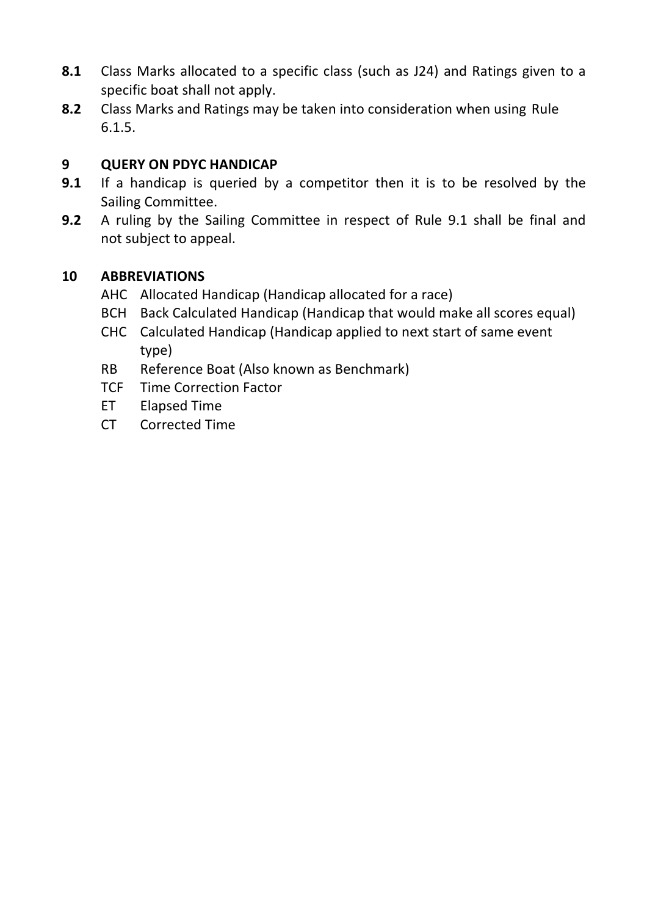**8.1** Class Marks allocated to a specific class (such as J24) and Ratings given to a specific boat shall not apply.

**8.2** Class Marks and Ratings may be taken into consideration when using Rule 6.1.5.

## 9 QUERY ON PDYC HANDICAP

**9.1** If a handicap is queried by a competitor then it is to be resolved by the Sailing Committee.

**9.2** A ruling by the Sailing Committee in respect of Rule 9.1 shall be final and not subject to appeal.

## 10 ABBREVIATIONS

- AHC Allocated Handicap (Handicap allocated for a race)
- BCH Back Calculated Handicap (Handicap that would make all scores equal)
- CHC Calculated Handicap (Handicap applied to next start of same event type)
- RB Reference Boat (Also known as Benchmark)
- TCF Time Correction Factor
- ET Elapsed Time
- CT Corrected Time